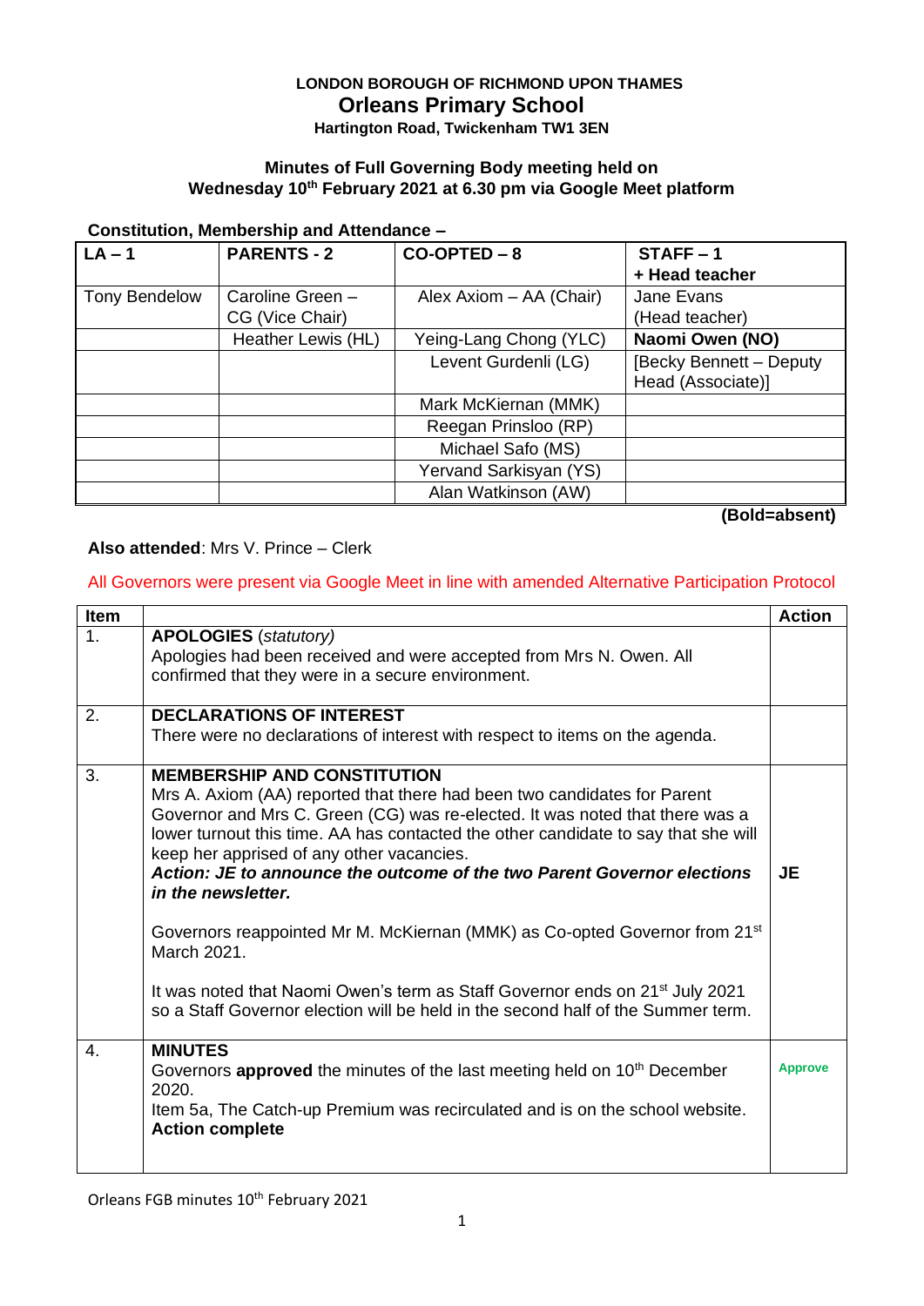**LONDON BOROUGH OF RICHMOND UPON THAMES**

# Orleans Primary School

**Hartington Road, Twickenham TW1 3EN**

**Minutes of Full Governing Body meeting held on Wednesday 10th February 2021 at 6.30 pm via Google Meet platform**

**Constitution, Membership and Attendance –**

| **LA – 1** | **PARENTS - 2** | **CO-OPTED – 8** | **STAFF – 1 + Head teacher** |
|---|---|---|---|
| Tony Bendelow | Caroline Green – CG (Vice Chair) | Alex Axiom – AA (Chair) | Jane Evans (Head teacher) |
| | Heather Lewis (HL) | Yeing-Lang Chong (YLC) | **Naomi Owen (NO)** |
| | | Levent Gurdenli (LG) | [Becky Bennett – Deputy Head (Associate)] |
| | | Mark McKiernan (MMK) | |
| | | Reegan Prinsloo (RP) | |
| | | Michael Safo (MS) | |
| | | Yervand Sarkisyan (YS) | |
| | | Alan Watkinson (AW) | |

**(Bold=absent)**

**Also attended**: Mrs V. Prince – Clerk

All Governors were present via Google Meet in line with amended Alternative Participation Protocol

| Item | | Action |
|---|---|---|
| 1. | **APOLOGIES** *(statutory)*<br>Apologies had been received and were accepted from Mrs N. Owen. All confirmed that they were in a secure environment. | |
| 2. | **DECLARATIONS OF INTEREST**<br>There were no declarations of interest with respect to items on the agenda. | |
| 3. | **MEMBERSHIP AND CONSTITUTION**<br>Mrs A. Axiom (AA) reported that there had been two candidates for Parent Governor and Mrs C. Green (CG) was re-elected. It was noted that there was a lower turnout this time. AA has contacted the other candidate to say that she will keep her apprised of any other vacancies.<br>***Action: JE to announce the outcome of the two Parent Governor elections in the newsletter.***<br><br>Governors reappointed Mr M. McKiernan (MMK) as Co-opted Governor from 21st March 2021.<br><br>It was noted that Naomi Owen's term as Staff Governor ends on 21st July 2021 so a Staff Governor election will be held in the second half of the Summer term. | **JE** |
| 4. | **MINUTES**<br>Governors **approved** the minutes of the last meeting held on 10th December 2020.<br>Item 5a, The Catch-up Premium was recirculated and is on the school website.<br>**Action complete** | **Approve** |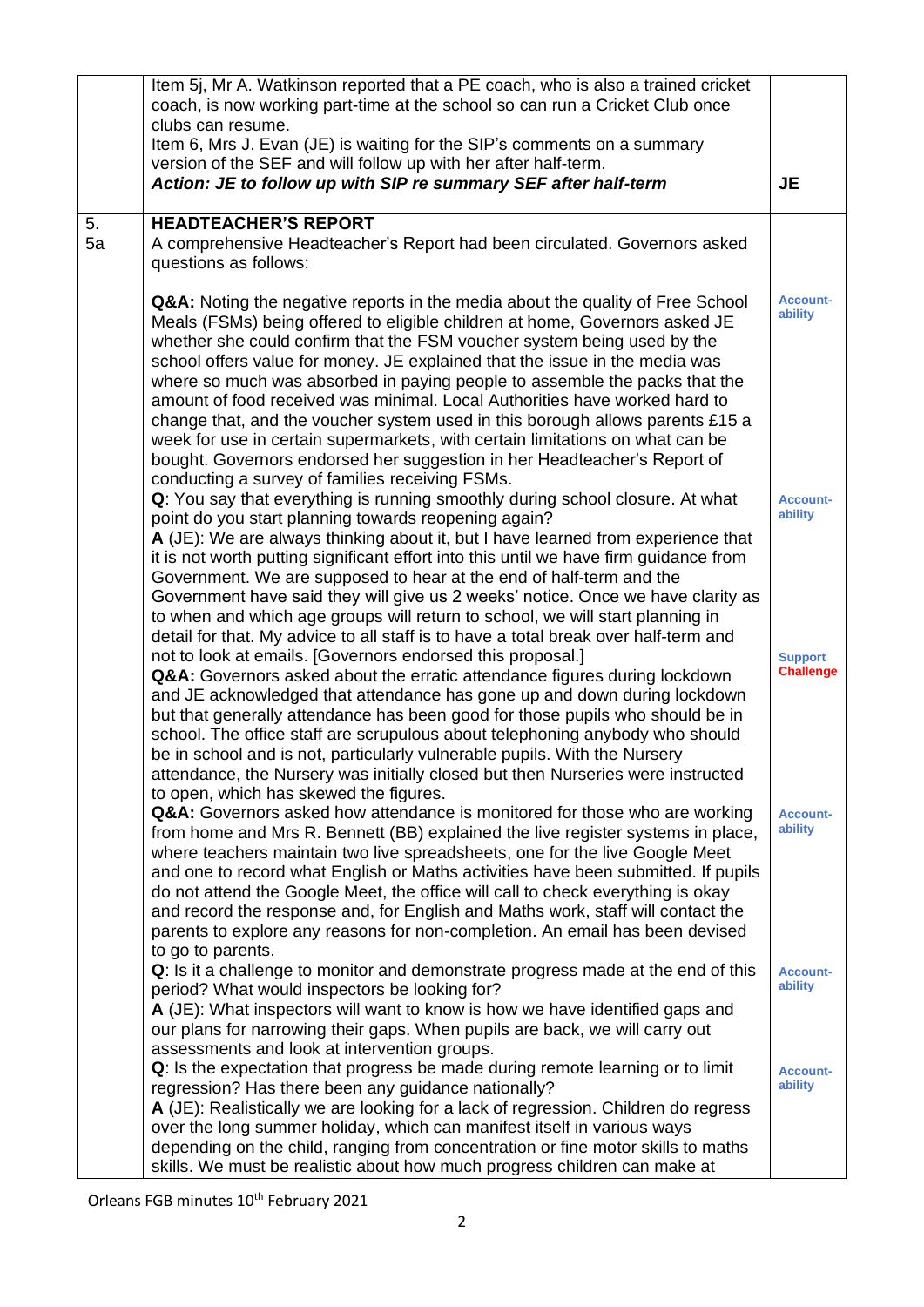| | | |
|---|---|---|
| | Item 5j, Mr A. Watkinson reported that a PE coach, who is also a trained cricket coach, is now working part-time at the school so can run a Cricket Club once clubs can resume.<br>Item 6, Mrs J. Evan (JE) is waiting for the SIP's comments on a summary version of the SEF and will follow up with her after half-term.<br>***Action: JE to follow up with SIP re summary SEF after half-term*** | **JE** |
| 5.<br>5a | **HEADTEACHER'S REPORT**<br>A comprehensive Headteacher's Report had been circulated. Governors asked questions as follows: | |
| | **Q&A:** Noting the negative reports in the media about the quality of Free School Meals (FSMs) being offered to eligible children at home, Governors asked JE whether she could confirm that the FSM voucher system being used by the school offers value for money. JE explained that the issue in the media was where so much was absorbed in paying people to assemble the packs that the amount of food received was minimal. Local Authorities have worked hard to change that, and the voucher system used in this borough allows parents £15 a week for use in certain supermarkets, with certain limitations on what can be bought. Governors endorsed her suggestion in her Headteacher's Report of conducting a survey of families receiving FSMs. | **Account-ability** |
| | **Q**: You say that everything is running smoothly during school closure. At what point do you start planning towards reopening again?<br>**A** (JE): We are always thinking about it, but I have learned from experience that it is not worth putting significant effort into this until we have firm guidance from Government. We are supposed to hear at the end of half-term and the Government have said they will give us 2 weeks' notice. Once we have clarity as to when and which age groups will return to school, we will start planning in detail for that. My advice to all staff is to have a total break over half-term and not to look at emails. [Governors endorsed this proposal.] | **Account-ability** |
| | **Q&A:** Governors asked about the erratic attendance figures during lockdown and JE acknowledged that attendance has gone up and down during lockdown but that generally attendance has been good for those pupils who should be in school. The office staff are scrupulous about telephoning anybody who should be in school and is not, particularly vulnerable pupils. With the Nursery attendance, the Nursery was initially closed but then Nurseries were instructed to open, which has skewed the figures. | **Support**<br>**Challenge** |
| | **Q&A:** Governors asked how attendance is monitored for those who are working from home and Mrs R. Bennett (BB) explained the live register systems in place, where teachers maintain two live spreadsheets, one for the live Google Meet and one to record what English or Maths activities have been submitted. If pupils do not attend the Google Meet, the office will call to check everything is okay and record the response and, for English and Maths work, staff will contact the parents to explore any reasons for non-completion. An email has been devised to go to parents. | **Account-ability** |
| | **Q**: Is it a challenge to monitor and demonstrate progress made at the end of this period? What would inspectors be looking for?<br>**A** (JE): What inspectors will want to know is how we have identified gaps and our plans for narrowing their gaps. When pupils are back, we will carry out assessments and look at intervention groups. | **Account-ability** |
| | **Q**: Is the expectation that progress be made during remote learning or to limit regression? Has there been any guidance nationally?<br>**A** (JE): Realistically we are looking for a lack of regression. Children do regress over the long summer holiday, which can manifest itself in various ways depending on the child, ranging from concentration or fine motor skills to maths skills. We must be realistic about how much progress children can make at | **Account-ability** |

Orleans FGB minutes 10th February 2021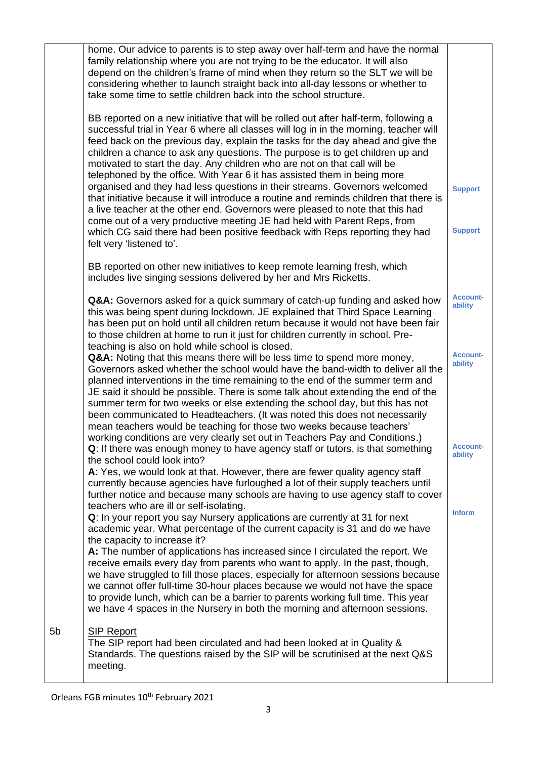| | | |
|---|---|---|
| | home. Our advice to parents is to step away over half-term and have the normal family relationship where you are not trying to be the educator. It will also depend on the children's frame of mind when they return so the SLT we will be considering whether to launch straight back into all-day lessons or whether to take some time to settle children back into the school structure.<br><br>BB reported on a new initiative that will be rolled out after half-term, following a successful trial in Year 6 where all classes will log in in the morning, teacher will feed back on the previous day, explain the tasks for the day ahead and give the children a chance to ask any questions. The purpose is to get children up and motivated to start the day. Any children who are not on that call will be telephoned by the office. With Year 6 it has assisted them in being more organised and they had less questions in their streams. Governors welcomed that initiative because it will introduce a routine and reminds children that there is a live teacher at the other end. Governors were pleased to note that this had come out of a very productive meeting JE had held with Parent Reps, from which CG said there had been positive feedback with Reps reporting they had felt very 'listened to'.<br><br>BB reported on other new initiatives to keep remote learning fresh, which includes live singing sessions delivered by her and Mrs Ricketts.<br><br>**Q&A:** Governors asked for a quick summary of catch-up funding and asked how this was being spent during lockdown. JE explained that Third Space Learning has been put on hold until all children return because it would not have been fair to those children at home to run it just for children currently in school. Pre-teaching is also on hold while school is closed.<br>**Q&A:** Noting that this means there will be less time to spend more money, Governors asked whether the school would have the band-width to deliver all the planned interventions in the time remaining to the end of the summer term and JE said it should be possible. There is some talk about extending the end of the summer term for two weeks or else extending the school day, but this has not been communicated to Headteachers. (It was noted this does not necessarily mean teachers would be teaching for those two weeks because teachers' working conditions are very clearly set out in Teachers Pay and Conditions.)<br>**Q**: If there was enough money to have agency staff or tutors, is that something the school could look into?<br>**A**: Yes, we would look at that. However, there are fewer quality agency staff currently because agencies have furloughed a lot of their supply teachers until further notice and because many schools are having to use agency staff to cover teachers who are ill or self-isolating.<br>**Q**: In your report you say Nursery applications are currently at 31 for next academic year. What percentage of the current capacity is 31 and do we have the capacity to increase it?<br>**A:** The number of applications has increased since I circulated the report. We receive emails every day from parents who want to apply. In the past, though, we have struggled to fill those places, especially for afternoon sessions because we cannot offer full-time 30-hour places because we would not have the space to provide lunch, which can be a barrier to parents working full time. This year we have 4 spaces in the Nursery in both the morning and afternoon sessions. | Support<br><br>Support<br><br>Accountability<br><br>Accountability<br><br>Accountability<br><br>Inform |
| 5b | <u>SIP Report</u><br>The SIP report had been circulated and had been looked at in Quality & Standards. The questions raised by the SIP will be scrutinised at the next Q&S meeting. | |

Orleans FGB minutes 10th February 2021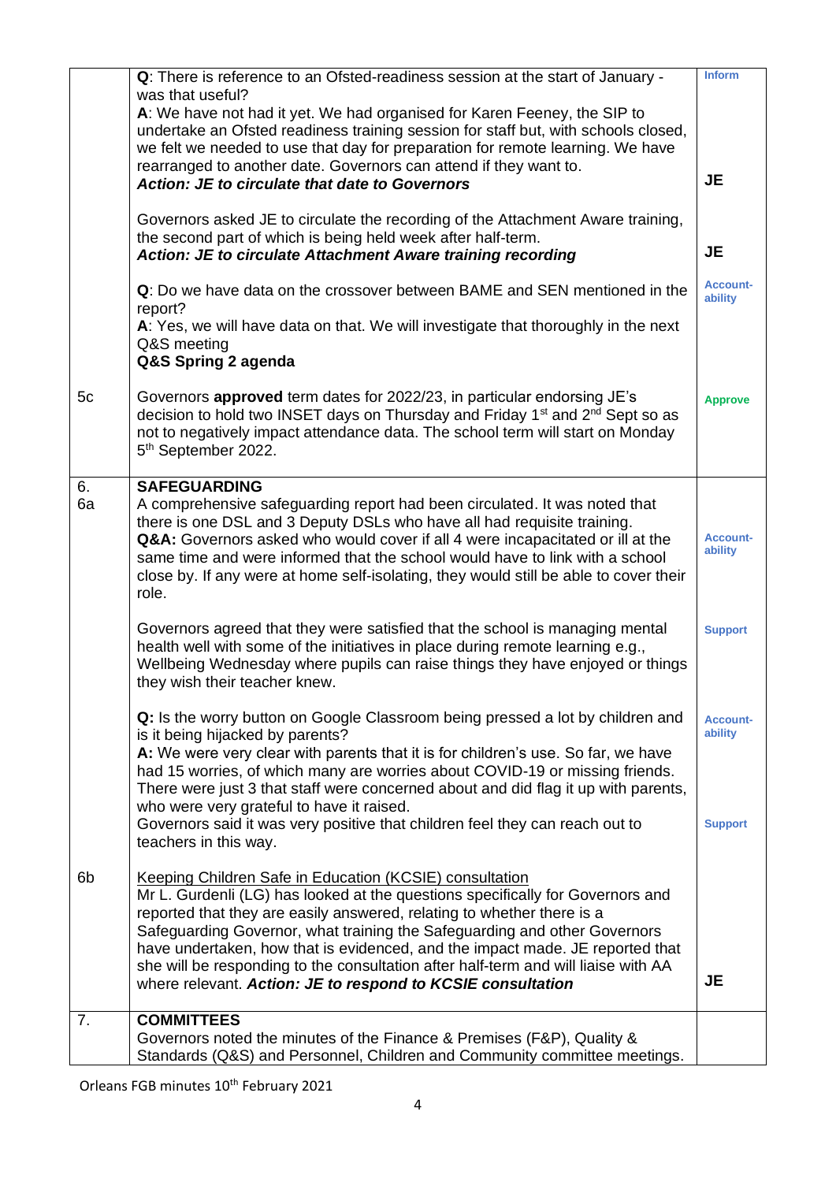| | | |
|---|---|---|
| | **Q**: There is reference to an Ofsted-readiness session at the start of January - was that useful?<br>**A**: We have not had it yet. We had organised for Karen Feeney, the SIP to undertake an Ofsted readiness training session for staff but, with schools closed, we felt we needed to use that day for preparation for remote learning. We have rearranged to another date. Governors can attend if they want to.<br>***Action: JE to circulate that date to Governors*** | Inform<br><br>**JE** |
| | Governors asked JE to circulate the recording of the Attachment Aware training, the second part of which is being held week after half-term.<br>***Action: JE to circulate Attachment Aware training recording*** | **JE** |
| | **Q**: Do we have data on the crossover between BAME and SEN mentioned in the report?<br>**A**: Yes, we will have data on that. We will investigate that thoroughly in the next Q&S meeting<br>**Q&S Spring 2 agenda** | Account-ability |
| 5c | Governors **approved** term dates for 2022/23, in particular endorsing JE's decision to hold two INSET days on Thursday and Friday 1st and 2nd Sept so as not to negatively impact attendance data. The school term will start on Monday 5th September 2022. | Approve |
| 6.<br>6a | **SAFEGUARDING**<br>A comprehensive safeguarding report had been circulated. It was noted that there is one DSL and 3 Deputy DSLs who have all had requisite training.<br>**Q&A:** Governors asked who would cover if all 4 were incapacitated or ill at the same time and were informed that the school would have to link with a school close by. If any were at home self-isolating, they would still be able to cover their role. | Account-ability |
| | Governors agreed that they were satisfied that the school is managing mental health well with some of the initiatives in place during remote learning e.g., Wellbeing Wednesday where pupils can raise things they have enjoyed or things they wish their teacher knew. | Support |
| | **Q:** Is the worry button on Google Classroom being pressed a lot by children and is it being hijacked by parents?<br>**A:** We were very clear with parents that it is for children's use. So far, we have had 15 worries, of which many are worries about COVID-19 or missing friends. There were just 3 that staff were concerned about and did flag it up with parents, who were very grateful to have it raised.<br>Governors said it was very positive that children feel they can reach out to teachers in this way. | Account-ability<br><br>Support |
| 6b | Keeping Children Safe in Education (KCSIE) consultation<br>Mr L. Gurdenli (LG) has looked at the questions specifically for Governors and reported that they are easily answered, relating to whether there is a Safeguarding Governor, what training the Safeguarding and other Governors have undertaken, how that is evidenced, and the impact made. JE reported that she will be responding to the consultation after half-term and will liaise with AA where relevant. ***Action: JE to respond to KCSIE consultation*** | **JE** |
| 7. | **COMMITTEES**<br>Governors noted the minutes of the Finance & Premises (F&P), Quality & Standards (Q&S) and Personnel, Children and Community committee meetings. | |

Orleans FGB minutes 10th February 2021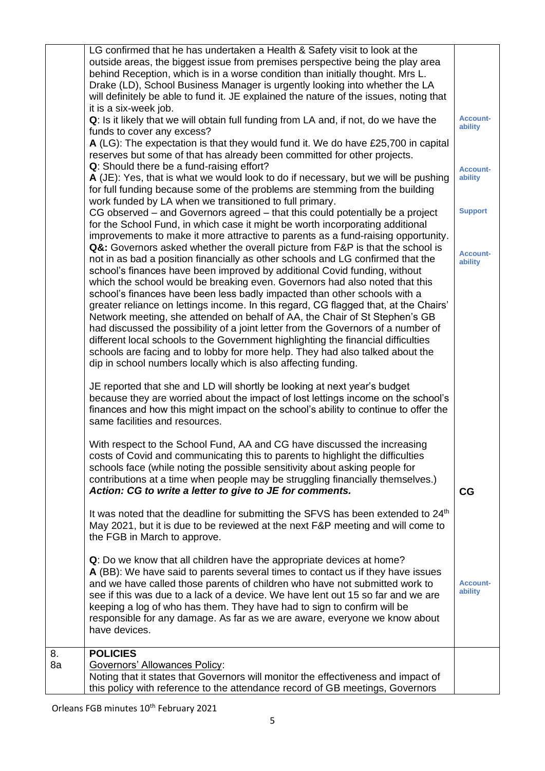| | | |
|---|---|---|
| | LG confirmed that he has undertaken a Health & Safety visit to look at the outside areas, the biggest issue from premises perspective being the play area behind Reception, which is in a worse condition than initially thought. Mrs L. Drake (LD), School Business Manager is urgently looking into whether the LA will definitely be able to fund it. JE explained the nature of the issues, noting that it is a six-week job. | |
| | **Q**: Is it likely that we will obtain full funding from LA and, if not, do we have the funds to cover any excess? | Account-ability |
| | **A** (LG): The expectation is that they would fund it. We do have £25,700 in capital reserves but some of that has already been committed for other projects. | |
| | **Q**: Should there be a fund-raising effort? | Account-ability |
| | **A** (JE): Yes, that is what we would look to do if necessary, but we will be pushing for full funding because some of the problems are stemming from the building work funded by LA when we transitioned to full primary. | |
| | CG observed – and Governors agreed – that this could potentially be a project for the School Fund, in which case it might be worth incorporating additional improvements to make it more attractive to parents as a fund-raising opportunity. | Support |
| | **Q&:** Governors asked whether the overall picture from F&P is that the school is not in as bad a position financially as other schools and LG confirmed that the school's finances have been improved by additional Covid funding, without which the school would be breaking even. Governors had also noted that this school's finances have been less badly impacted than other schools with a greater reliance on lettings income. In this regard, CG flagged that, at the Chairs' Network meeting, she attended on behalf of AA, the Chair of St Stephen's GB had discussed the possibility of a joint letter from the Governors of a number of different local schools to the Government highlighting the financial difficulties schools are facing and to lobby for more help. They had also talked about the dip in school numbers locally which is also affecting funding. | Account-ability |
| | JE reported that she and LD will shortly be looking at next year's budget because they are worried about the impact of lost lettings income on the school's finances and how this might impact on the school's ability to continue to offer the same facilities and resources. | |
| | With respect to the School Fund, AA and CG have discussed the increasing costs of Covid and communicating this to parents to highlight the difficulties schools face (while noting the possible sensitivity about asking people for contributions at a time when people may be struggling financially themselves.) ***Action: CG to write a letter to give to JE for comments.*** | **CG** |
| | It was noted that the deadline for submitting the SFVS has been extended to 24th May 2021, but it is due to be reviewed at the next F&P meeting and will come to the FGB in March to approve. | |
| | **Q**: Do we know that all children have the appropriate devices at home? **A** (BB): We have said to parents several times to contact us if they have issues and we have called those parents of children who have not submitted work to see if this was due to a lack of a device. We have lent out 15 so far and we are keeping a log of who has them. They have had to sign to confirm will be responsible for any damage. As far as we are aware, everyone we know about have devices. | Account-ability |
| 8. 8a | **POLICIES** <br> Governors' Allowances Policy: <br> Noting that it states that Governors will monitor the effectiveness and impact of this policy with reference to the attendance record of GB meetings, Governors | |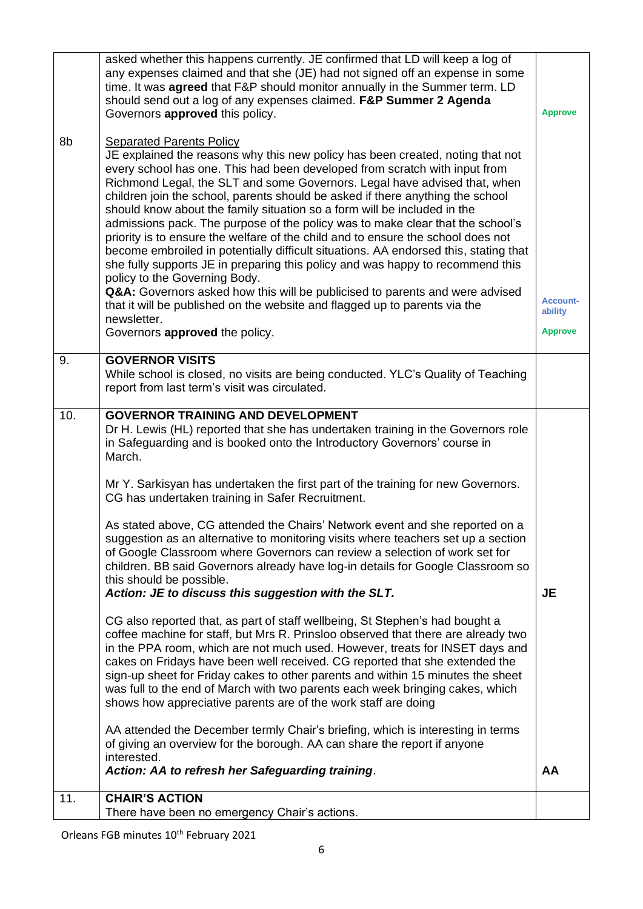| | | |
|---|---|---|
| | asked whether this happens currently. JE confirmed that LD will keep a log of any expenses claimed and that she (JE) had not signed off an expense in some time. It was **agreed** that F&P should monitor annually in the Summer term. LD should send out a log of any expenses claimed. **F&P Summer 2 Agenda**<br>Governors **approved** this policy. | **Approve** |
| 8b | Separated Parents Policy<br>JE explained the reasons why this new policy has been created, noting that not every school has one. This had been developed from scratch with input from Richmond Legal, the SLT and some Governors. Legal have advised that, when children join the school, parents should be asked if there anything the school should know about the family situation so a form will be included in the admissions pack. The purpose of the policy was to make clear that the school's priority is to ensure the welfare of the child and to ensure the school does not become embroiled in potentially difficult situations. AA endorsed this, stating that she fully supports JE in preparing this policy and was happy to recommend this policy to the Governing Body.<br>**Q&A:** Governors asked how this will be publicised to parents and were advised that it will be published on the website and flagged up to parents via the newsletter.<br>Governors **approved** the policy. | **Account-ability**<br><br>**Approve** |
| 9. | **GOVERNOR VISITS**<br>While school is closed, no visits are being conducted. YLC's Quality of Teaching report from last term's visit was circulated. | |
| 10. | **GOVERNOR TRAINING AND DEVELOPMENT**<br>Dr H. Lewis (HL) reported that she has undertaken training in the Governors role in Safeguarding and is booked onto the Introductory Governors' course in March.<br><br>Mr Y. Sarkisyan has undertaken the first part of the training for new Governors. CG has undertaken training in Safer Recruitment.<br><br>As stated above, CG attended the Chairs' Network event and she reported on a suggestion as an alternative to monitoring visits where teachers set up a section of Google Classroom where Governors can review a selection of work set for children. BB said Governors already have log-in details for Google Classroom so this should be possible.<br>***Action: JE to discuss this suggestion with the SLT.***<br><br>CG also reported that, as part of staff wellbeing, St Stephen's had bought a coffee machine for staff, but Mrs R. Prinsloo observed that there are already two in the PPA room, which are not much used. However, treats for INSET days and cakes on Fridays have been well received. CG reported that she extended the sign-up sheet for Friday cakes to other parents and within 15 minutes the sheet was full to the end of March with two parents each week bringing cakes, which shows how appreciative parents are of the work staff are doing<br><br>AA attended the December termly Chair's briefing, which is interesting in terms of giving an overview for the borough. AA can share the report if anyone interested.<br>***Action: AA to refresh her Safeguarding training*.** | **JE**<br><br>**AA** |
| 11. | **CHAIR'S ACTION**<br>There have been no emergency Chair's actions. | |

Orleans FGB minutes 10th February 2021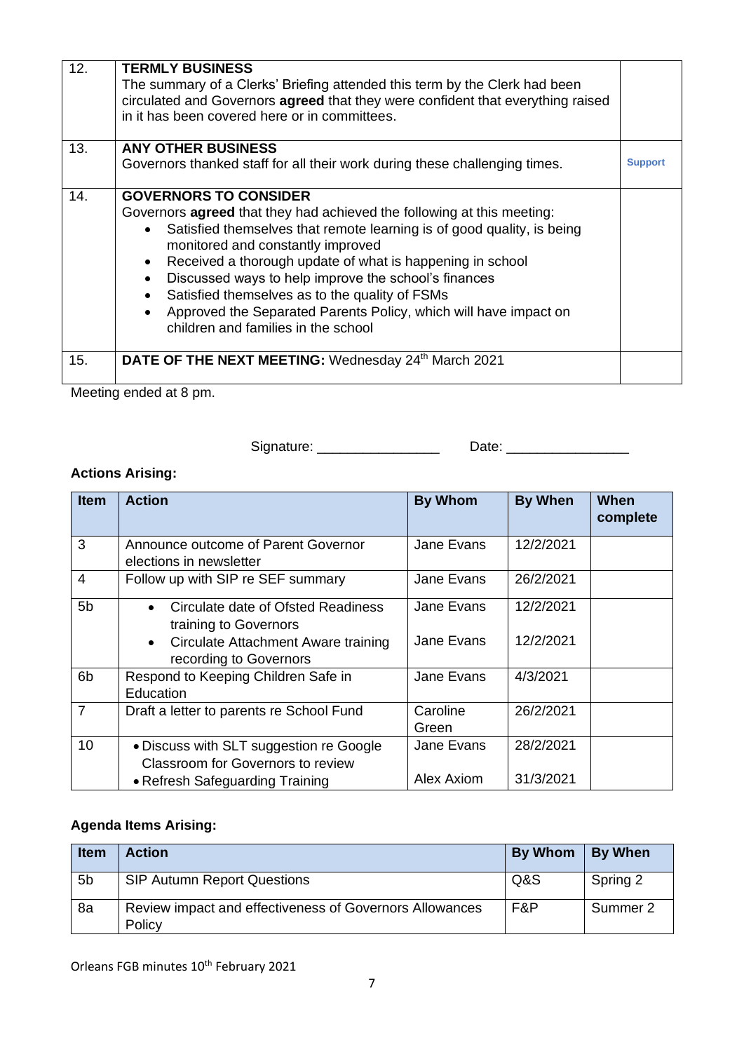| | | |
|---|---|---|
| 12. | **TERMLY BUSINESS**<br>The summary of a Clerks' Briefing attended this term by the Clerk had been circulated and Governors **agreed** that they were confident that everything raised in it has been covered here or in committees. | |
| 13. | **ANY OTHER BUSINESS**<br>Governors thanked staff for all their work during these challenging times. | **Support** |
| 14. | **GOVERNORS TO CONSIDER**<br>Governors **agreed** that they had achieved the following at this meeting:<br>• Satisfied themselves that remote learning is of good quality, is being monitored and constantly improved<br>• Received a thorough update of what is happening in school<br>• Discussed ways to help improve the school's finances<br>• Satisfied themselves as to the quality of FSMs<br>• Approved the Separated Parents Policy, which will have impact on children and families in the school | |
| 15. | **DATE OF THE NEXT MEETING:** Wednesday 24th March 2021 | |

Meeting ended at 8 pm.

Signature: ________________ Date: ________________

**Actions Arising:**

| Item | Action | By Whom | By When | When complete |
|---|---|---|---|---|
| 3 | Announce outcome of Parent Governor elections in newsletter | Jane Evans | 12/2/2021 | |
| 4 | Follow up with SIP re SEF summary | Jane Evans | 26/2/2021 | |
| 5b | • Circulate date of Ofsted Readiness training to Governors<br>• Circulate Attachment Aware training recording to Governors | Jane Evans<br>Jane Evans | 12/2/2021<br>12/2/2021 | |
| 6b | Respond to Keeping Children Safe in Education | Jane Evans | 4/3/2021 | |
| 7 | Draft a letter to parents re School Fund | Caroline Green | 26/2/2021 | |
| 10 | • Discuss with SLT suggestion re Google Classroom for Governors to review<br>• Refresh Safeguarding Training | Jane Evans<br>Alex Axiom | 28/2/2021<br>31/3/2021 | |

**Agenda Items Arising:**

| Item | Action | By Whom | By When |
|---|---|---|---|
| 5b | SIP Autumn Report Questions | Q&S | Spring 2 |
| 8a | Review impact and effectiveness of Governors Allowances Policy | F&P | Summer 2 |